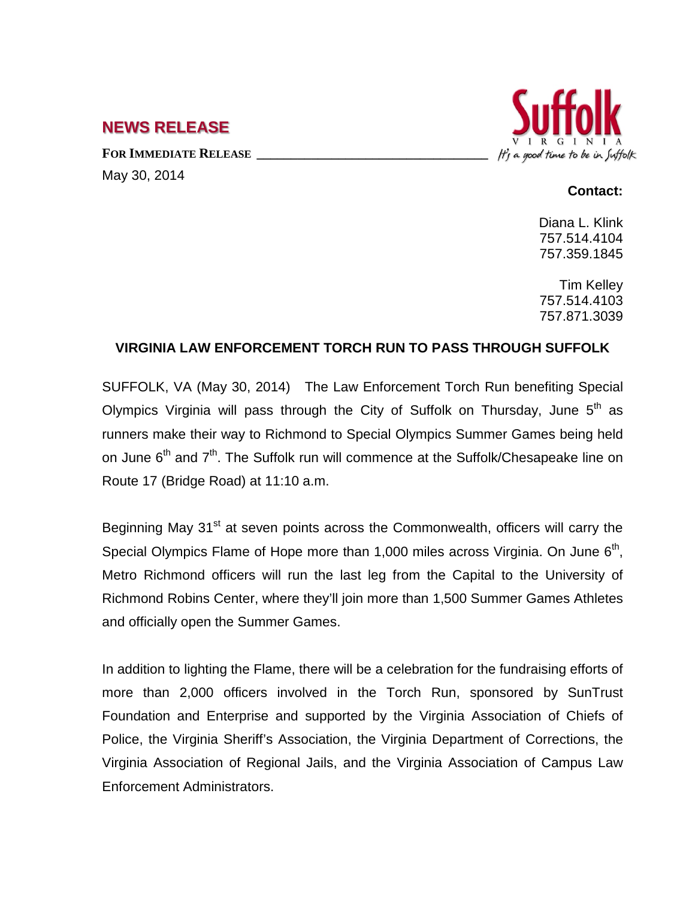## NEWS RELEASE

**FOR IMMEDIATE RELEASE**

May 30, 2014

Suffolk VIRGINIA *It's a good time to be in Suffolk*

**Contact:**

Diana L. Klink
757.514.4104
757.359.1845

Tim Kelley
757.514.4103
757.871.3039

**VIRGINIA LAW ENFORCEMENT TORCH RUN TO PASS THROUGH SUFFOLK**

SUFFOLK, VA (May 30, 2014) The Law Enforcement Torch Run benefiting Special Olympics Virginia will pass through the City of Suffolk on Thursday, June 5th as runners make their way to Richmond to Special Olympics Summer Games being held on June 6th and 7th. The Suffolk run will commence at the Suffolk/Chesapeake line on Route 17 (Bridge Road) at 11:10 a.m.

Beginning May 31st at seven points across the Commonwealth, officers will carry the Special Olympics Flame of Hope more than 1,000 miles across Virginia. On June 6th, Metro Richmond officers will run the last leg from the Capital to the University of Richmond Robins Center, where they'll join more than 1,500 Summer Games Athletes and officially open the Summer Games.

In addition to lighting the Flame, there will be a celebration for the fundraising efforts of more than 2,000 officers involved in the Torch Run, sponsored by SunTrust Foundation and Enterprise and supported by the Virginia Association of Chiefs of Police, the Virginia Sheriff's Association, the Virginia Department of Corrections, the Virginia Association of Regional Jails, and the Virginia Association of Campus Law Enforcement Administrators.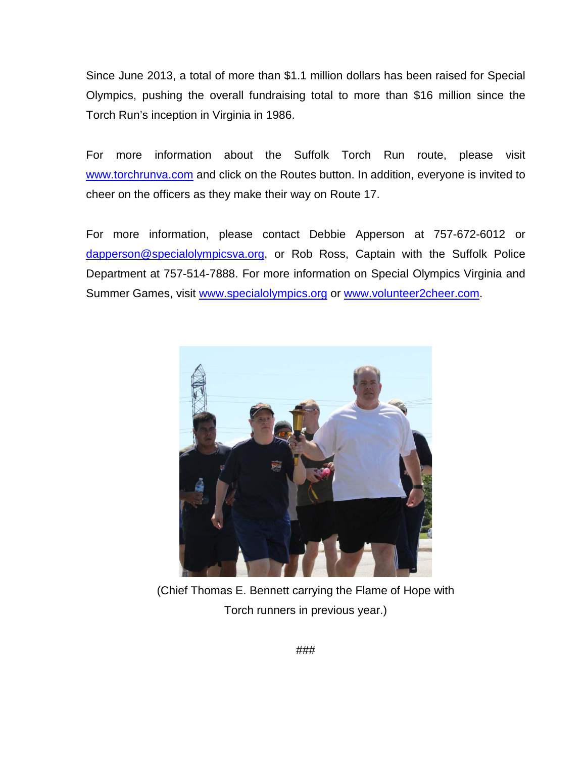Since June 2013, a total of more than $1.1 million dollars has been raised for Special Olympics, pushing the overall fundraising total to more than $16 million since the Torch Run's inception in Virginia in 1986.

For more information about the Suffolk Torch Run route, please visit www.torchrunva.com and click on the Routes button. In addition, everyone is invited to cheer on the officers as they make their way on Route 17.

For more information, please contact Debbie Apperson at 757-672-6012 or dapperson@specialolympicsva.org, or Rob Ross, Captain with the Suffolk Police Department at 757-514-7888. For more information on Special Olympics Virginia and Summer Games, visit www.specialolympics.org or www.volunteer2cheer.com.

(Chief Thomas E. Bennett carrying the Flame of Hope with Torch runners in previous year.)

###